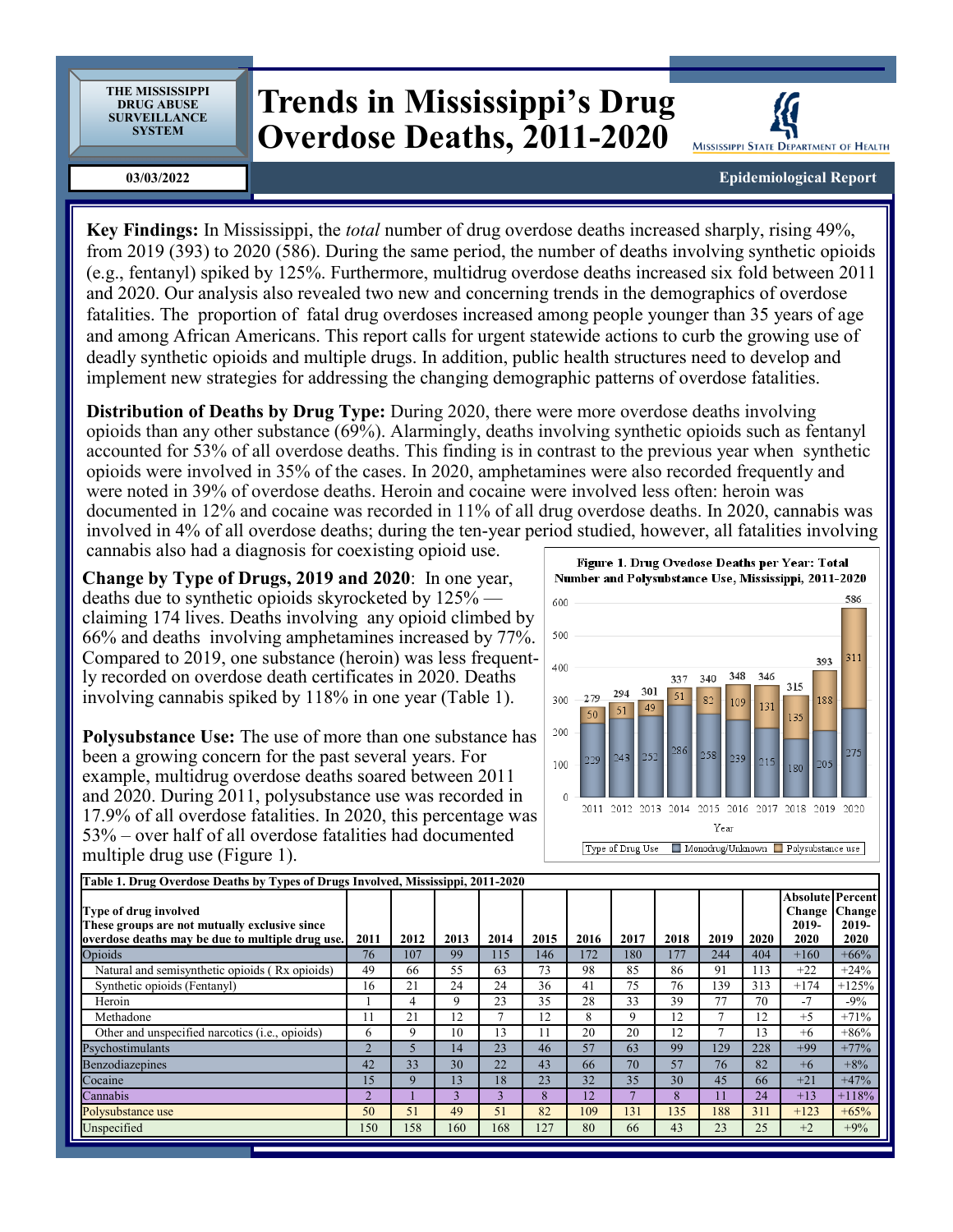THE MISSISSIPPI DRUG ABUSE SURVEILLANCE SYSTEM

# Trends in Mississippi's Drug Overdose Deaths, 2011-2020

MISSISSIPPI STATE DEPARTMENT OF HEALTH

03/03/2022

Epidemiological Report

**Key Findings:** In Mississippi, the *total* number of drug overdose deaths increased sharply, rising 49%, from 2019 (393) to 2020 (586). During the same period, the number of deaths involving synthetic opioids (e.g., fentanyl) spiked by 125%. Furthermore, multidrug overdose deaths increased six fold between 2011 and 2020. Our analysis also revealed two new and concerning trends in the demographics of overdose fatalities. The proportion of fatal drug overdoses increased among people younger than 35 years of age and among African Americans. This report calls for urgent statewide actions to curb the growing use of deadly synthetic opioids and multiple drugs. In addition, public health structures need to develop and implement new strategies for addressing the changing demographic patterns of overdose fatalities.

**Distribution of Deaths by Drug Type:** During 2020, there were more overdose deaths involving opioids than any other substance (69%). Alarmingly, deaths involving synthetic opioids such as fentanyl accounted for 53% of all overdose deaths. This finding is in contrast to the previous year when synthetic opioids were involved in 35% of the cases. In 2020, amphetamines were also recorded frequently and were noted in 39% of overdose deaths. Heroin and cocaine were involved less often: heroin was documented in 12% and cocaine was recorded in 11% of all drug overdose deaths. In 2020, cannabis was involved in 4% of all overdose deaths; during the ten-year period studied, however, all fatalities involving cannabis also had a diagnosis for coexisting opioid use.

**Change by Type of Drugs, 2019 and 2020**: In one year, deaths due to synthetic opioids skyrocketed by 125% — claiming 174 lives. Deaths involving any opioid climbed by 66% and deaths involving amphetamines increased by 77%. Compared to 2019, one substance (heroin) was less frequently recorded on overdose death certificates in 2020. Deaths involving cannabis spiked by 118% in one year (Table 1).

**Polysubstance Use:** The use of more than one substance has been a growing concern for the past several years. For example, multidrug overdose deaths soared between 2011 and 2020. During 2011, polysubstance use was recorded in 17.9% of all overdose fatalities. In 2020, this percentage was 53% – over half of all overdose fatalities had documented multiple drug use (Figure 1).

**Figure 1. Drug Ovedose Deaths per Year: Total Number and Polysubstance Use, Mississippi, 2011-2020**

| Year | Monodrug/Unknown | Polysubstance use | Total |
|---|---|---|---|
| 2011 | 229 | 50 | 279 |
| 2012 | 243 | 51 | 294 |
| 2013 | 252 | 49 | 301 |
| 2014 | 286 | 51 | 337 |
| 2015 | 258 | 82 | 340 |
| 2016 | 239 | 109 | 348 |
| 2017 | 215 | 131 | 346 |
| 2018 | 180 | 135 | 315 |
| 2019 | 205 | 188 | 393 |
| 2020 | 275 | 311 | 586 |

**Table 1. Drug Overdose Deaths by Types of Drugs Involved, Mississippi, 2011-2020**

| Type of drug involved<br>These groups are not mutually exclusive since overdose deaths may be due to multiple drug use. | 2011 | 2012 | 2013 | 2014 | 2015 | 2016 | 2017 | 2018 | 2019 | 2020 | Absolute Change 2019-2020 | Percent Change 2019-2020 |
|---|---|---|---|---|---|---|---|---|---|---|---|---|
| Opioids | 76 | 107 | 99 | 115 | 146 | 172 | 180 | 177 | 244 | 404 | +160 | +66% |
| Natural and semisynthetic opioids ( Rx opioids) | 49 | 66 | 55 | 63 | 73 | 98 | 85 | 86 | 91 | 113 | +22 | +24% |
| Synthetic opioids (Fentanyl) | 16 | 21 | 24 | 24 | 36 | 41 | 75 | 76 | 139 | 313 | +174 | +125% |
| Heroin | 1 | 4 | 9 | 23 | 35 | 28 | 33 | 39 | 77 | 70 | -7 | -9% |
| Methadone | 11 | 21 | 12 | 7 | 12 | 8 | 9 | 12 | 7 | 12 | +5 | +71% |
| Other and unspecified narcotics (i.e., opioids) | 6 | 9 | 10 | 13 | 11 | 20 | 20 | 12 | 7 | 13 | +6 | +86% |
| Psychostimulants | 2 | 5 | 14 | 23 | 46 | 57 | 63 | 99 | 129 | 228 | +99 | +77% |
| Benzodiazepines | 42 | 33 | 30 | 22 | 43 | 66 | 70 | 57 | 76 | 82 | +6 | +8% |
| Cocaine | 15 | 9 | 13 | 18 | 23 | 32 | 35 | 30 | 45 | 66 | +21 | +47% |
| Cannabis | 2 | 1 | 3 | 3 | 8 | 12 | 7 | 8 | 11 | 24 | +13 | +118% |
| Polysubstance use | 50 | 51 | 49 | 51 | 82 | 109 | 131 | 135 | 188 | 311 | +123 | +65% |
| Unspecified | 150 | 158 | 160 | 168 | 127 | 80 | 66 | 43 | 23 | 25 | +2 | +9% |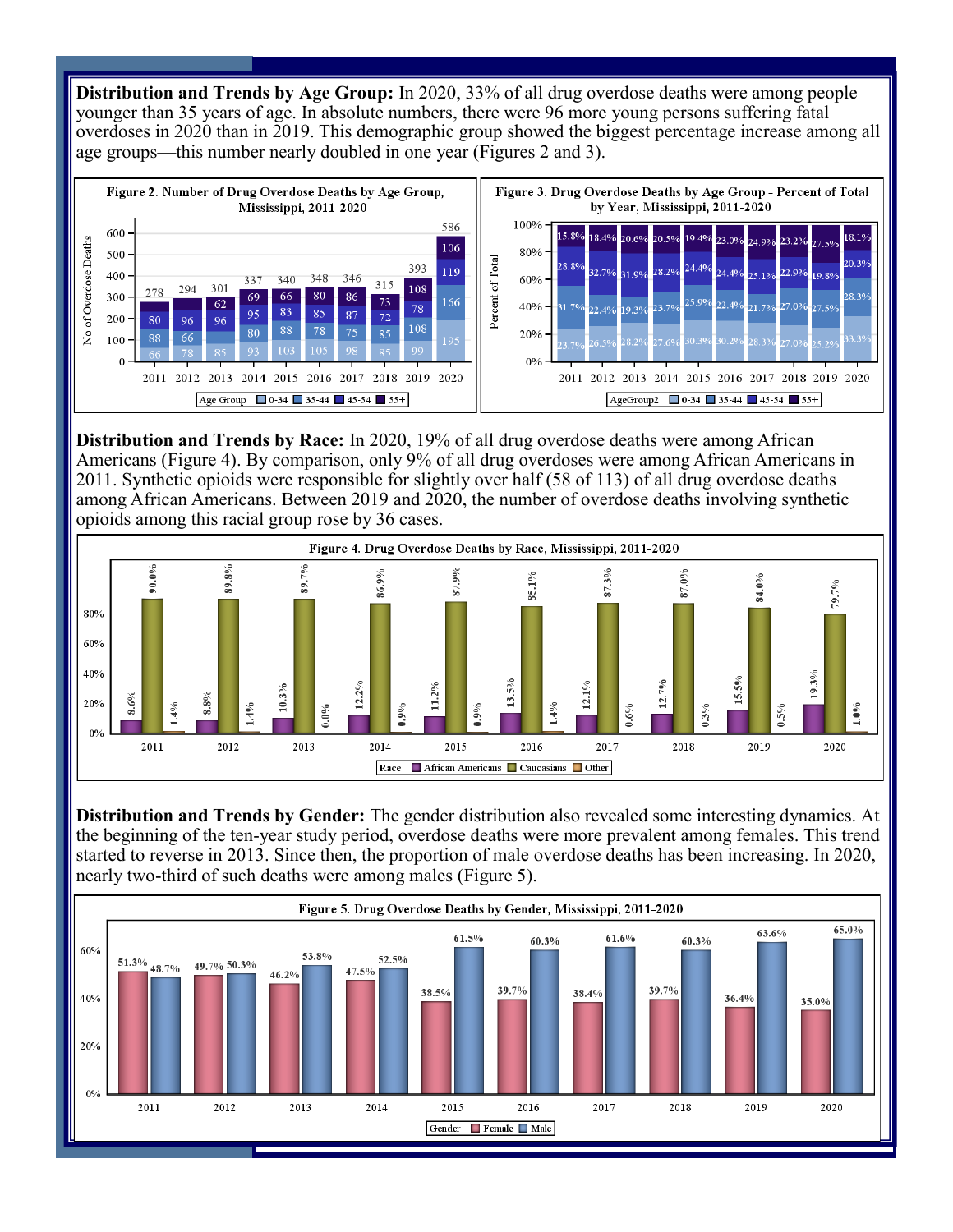**Distribution and Trends by Age Group:** In 2020, 33% of all drug overdose deaths were among people younger than 35 years of age. In absolute numbers, there were 96 more young persons suffering fatal overdoses in 2020 than in 2019. This demographic group showed the biggest percentage increase among all age groups—this number nearly doubled in one year (Figures 2 and 3).

Figure 2. Number of Drug Overdose Deaths by Age Group, Mississippi, 2011-2020

| Age Group | 2011 | 2012 | 2013 | 2014 | 2015 | 2016 | 2017 | 2018 | 2019 | 2020 |
|---|---|---|---|---|---|---|---|---|---|---|
| 0-34 | 66 | 78 | 85 | 93 | 103 | 105 | 98 | 85 | 99 | 195 |
| 35-44 | 88 | 66 | | 80 | 88 | 78 | 75 | 85 | 108 | 166 |
| 45-54 | 80 | 96 | 96 | 95 | 83 | 85 | 87 | 72 | 78 | 119 |
| 55+ | | | 62 | 69 | 66 | 80 | 86 | 73 | 108 | 106 |
| Total | 278 | 294 | 301 | 337 | 340 | 348 | 346 | 315 | 393 | 586 |

Figure 3. Drug Overdose Deaths by Age Group - Percent of Total by Year, Mississippi, 2011-2020

| AgeGroup2 | 2011 | 2012 | 2013 | 2014 | 2015 | 2016 | 2017 | 2018 | 2019 | 2020 |
|---|---|---|---|---|---|---|---|---|---|---|
| 0-34 | 23.7% | 26.5% | 28.2% | 27.6% | 30.3% | 30.2% | 28.3% | 27.0% | 25.2% | 33.3% |
| 35-44 | 31.7% | 22.4% | 19.3% | 23.7% | 25.9% | 22.4% | 21.7% | 27.0% | 27.5% | 28.3% |
| 45-54 | 28.8% | 32.7% | 31.9% | 28.2% | 24.4% | 24.4% | 25.1% | 22.9% | 19.8% | 20.3% |
| 55+ | 15.8% | 18.4% | 20.6% | 20.5% | 19.4% | 23.0% | 24.9% | 23.2% | 27.5% | 18.1% |

**Distribution and Trends by Race:** In 2020, 19% of all drug overdose deaths were among African Americans (Figure 4). By comparison, only 9% of all drug overdoses were among African Americans in 2011. Synthetic opioids were responsible for slightly over half (58 of 113) of all drug overdose deaths among African Americans. Between 2019 and 2020, the number of overdose deaths involving synthetic opioids among this racial group rose by 36 cases.

Figure 4. Drug Overdose Deaths by Race, Mississippi, 2011-2020

| Race | 2011 | 2012 | 2013 | 2014 | 2015 | 2016 | 2017 | 2018 | 2019 | 2020 |
|---|---|---|---|---|---|---|---|---|---|---|
| African Americans | 8.6% | 8.8% | 10.3% | 12.2% | 11.2% | 13.5% | 12.1% | 12.7% | 15.5% | 19.3% |
| Caucasians | 90.0% | 89.8% | 89.7% | 86.9% | 87.9% | 85.1% | 87.3% | 87.0% | 84.0% | 79.7% |
| Other | 1.4% | 1.4% | 0.0% | 0.9% | 0.9% | 1.4% | 0.6% | 0.3% | 0.5% | 1.0% |

**Distribution and Trends by Gender:** The gender distribution also revealed some interesting dynamics. At the beginning of the ten-year study period, overdose deaths were more prevalent among females. This trend started to reverse in 2013. Since then, the proportion of male overdose deaths has been increasing. In 2020, nearly two-third of such deaths were among males (Figure 5).

Figure 5. Drug Overdose Deaths by Gender, Mississippi, 2011-2020

| Gender | 2011 | 2012 | 2013 | 2014 | 2015 | 2016 | 2017 | 2018 | 2019 | 2020 |
|---|---|---|---|---|---|---|---|---|---|---|
| Female | 51.3% | 49.7% | 46.2% | 47.5% | 38.5% | 39.7% | 38.4% | 39.7% | 36.4% | 35.0% |
| Male | 48.7% | 50.3% | 53.8% | 52.5% | 61.5% | 60.3% | 61.6% | 60.3% | 63.6% | 65.0% |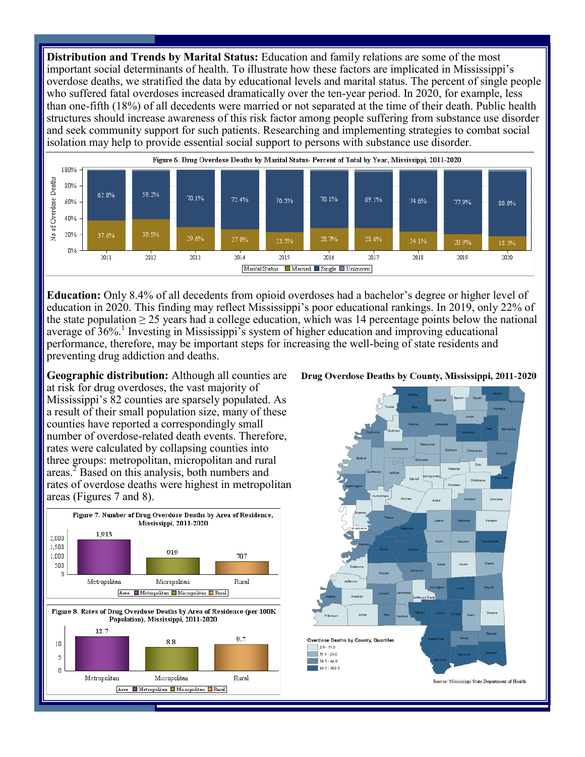**Distribution and Trends by Marital Status:** Education and family relations are some of the most important social determinants of health. To illustrate how these factors are implicated in Mississippi's overdose deaths, we stratified the data by educational levels and marital status. The percent of single people who suffered fatal overdoses increased dramatically over the ten-year period. In 2020, for example, less than one-fifth (18%) of all decedents were married or not separated at the time of their death. Public health structures should increase awareness of this risk factor among people suffering from substance use disorder and seek community support for such patients. Researching and implementing strategies to combat social isolation may help to provide essential social support to persons with substance use disorder.

Figure 6. Drug Overdose Deaths by Marital Status- Percent of Total by Year, Mississippi, 2011-2020

| Marital Status | 2011 | 2012 | 2013 | 2014 | 2015 | 2016 | 2017 | 2018 | 2019 | 2020 |
|---|---|---|---|---|---|---|---|---|---|---|
| Single | 62.0% | 59.2% | 70.1% | 72.4% | 76.5% | 70.1% | 69.1% | 74.6% | 77.9% | 80.0% |
| Married | 37.6% | 39.5% | 29.6% | 27.0% | 23.5% | 28.7% | 28.6% | 24.1% | 20.9% | 18.3% |

**Education:** Only 8.4% of all decedents from opioid overdoses had a bachelor's degree or higher level of education in 2020. This finding may reflect Mississippi's poor educational rankings. In 2019, only 22% of the state population ≥ 25 years had a college education, which was 14 percentage points below the national average of 36%.[1] Investing in Mississippi's system of higher education and improving educational performance, therefore, may be important steps for increasing the well-being of state residents and preventing drug addiction and deaths.

**Geographic distribution:** Although all counties are at risk for drug overdoses, the vast majority of Mississippi's 82 counties are sparsely populated. As a result of their small population size, many of these counties have reported a correspondingly small number of overdose-related death events. Therefore, rates were calculated by collapsing counties into three groups: metropolitan, micropolitan and rural areas.[2] Based on this analysis, both numbers and rates of overdose deaths were highest in metropolitan areas (Figures 7 and 8).

Figure 7. Number of Drug Overdose Deaths by Area of Residence, Mississippi, 2011-2020

| Area | Number |
|---|---|
| Metropolitan | 1,913 |
| Micropolitan | 919 |
| Rural | 707 |

Figure 8. Rates of Drug Overdose Deaths by Area of Residence (per 100K Population), Mississippi, 2011-2020

| Area | Rate |
|---|---|
| Metropolitan | 12.7 |
| Micropolitan | 8.8 |
| Rural | 9.7 |

**Drug Overdose Deaths by County, Mississippi, 2011-2020**

Overdose Deaths by County, Quartiles: 2.0 - 11.0; 11.1 - 24.0; 24.1 - 44.0; 44.1 - 382.0

Source: Mississippi State Department of Health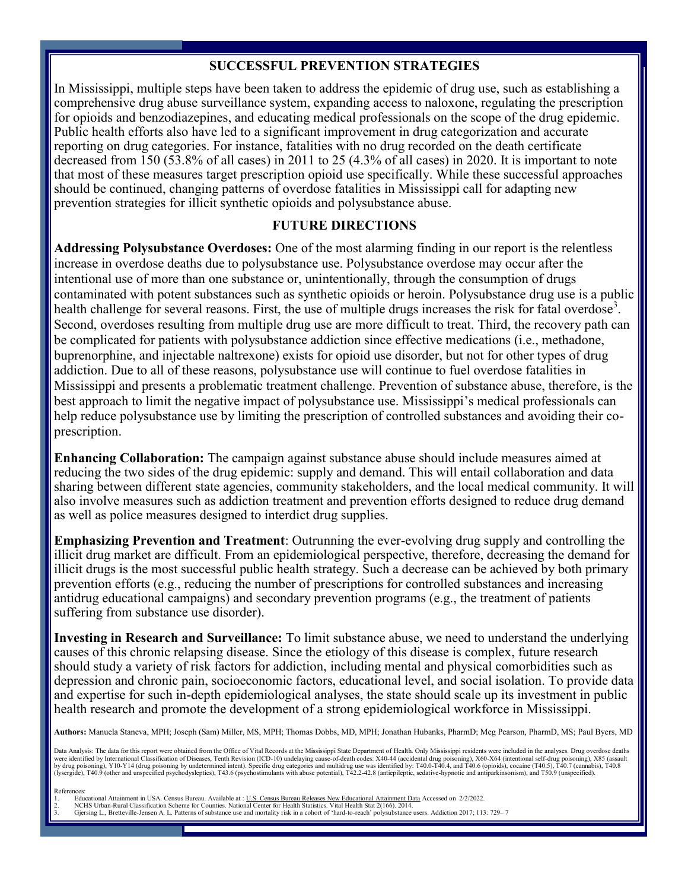## SUCCESSFUL PREVENTION STRATEGIES

In Mississippi, multiple steps have been taken to address the epidemic of drug use, such as establishing a comprehensive drug abuse surveillance system, expanding access to naloxone, regulating the prescription for opioids and benzodiazepines, and educating medical professionals on the scope of the drug epidemic. Public health efforts also have led to a significant improvement in drug categorization and accurate reporting on drug categories. For instance, fatalities with no drug recorded on the death certificate decreased from 150 (53.8% of all cases) in 2011 to 25 (4.3% of all cases) in 2020. It is important to note that most of these measures target prescription opioid use specifically. While these successful approaches should be continued, changing patterns of overdose fatalities in Mississippi call for adapting new prevention strategies for illicit synthetic opioids and polysubstance abuse.

## FUTURE DIRECTIONS

**Addressing Polysubstance Overdoses:** One of the most alarming finding in our report is the relentless increase in overdose deaths due to polysubstance use. Polysubstance overdose may occur after the intentional use of more than one substance or, unintentionally, through the consumption of drugs contaminated with potent substances such as synthetic opioids or heroin. Polysubstance drug use is a public health challenge for several reasons. First, the use of multiple drugs increases the risk for fatal overdose[3]. Second, overdoses resulting from multiple drug use are more difficult to treat. Third, the recovery path can be complicated for patients with polysubstance addiction since effective medications (i.e., methadone, buprenorphine, and injectable naltrexone) exists for opioid use disorder, but not for other types of drug addiction. Due to all of these reasons, polysubstance use will continue to fuel overdose fatalities in Mississippi and presents a problematic treatment challenge. Prevention of substance abuse, therefore, is the best approach to limit the negative impact of polysubstance use. Mississippi's medical professionals can help reduce polysubstance use by limiting the prescription of controlled substances and avoiding their co-prescription.

**Enhancing Collaboration:** The campaign against substance abuse should include measures aimed at reducing the two sides of the drug epidemic: supply and demand. This will entail collaboration and data sharing between different state agencies, community stakeholders, and the local medical community. It will also involve measures such as addiction treatment and prevention efforts designed to reduce drug demand as well as police measures designed to interdict drug supplies.

**Emphasizing Prevention and Treatment**: Outrunning the ever-evolving drug supply and controlling the illicit drug market are difficult. From an epidemiological perspective, therefore, decreasing the demand for illicit drugs is the most successful public health strategy. Such a decrease can be achieved by both primary prevention efforts (e.g., reducing the number of prescriptions for controlled substances and increasing antidrug educational campaigns) and secondary prevention programs (e.g., the treatment of patients suffering from substance use disorder).

**Investing in Research and Surveillance:** To limit substance abuse, we need to understand the underlying causes of this chronic relapsing disease. Since the etiology of this disease is complex, future research should study a variety of risk factors for addiction, including mental and physical comorbidities such as depression and chronic pain, socioeconomic factors, educational level, and social isolation. To provide data and expertise for such in-depth epidemiological analyses, the state should scale up its investment in public health research and promote the development of a strong epidemiological workforce in Mississippi.

**Authors:** Manuela Staneva, MPH; Joseph (Sam) Miller, MS, MPH; Thomas Dobbs, MD, MPH; Jonathan Hubanks, PharmD; Meg Pearson, PharmD, MS; Paul Byers, MD

Data Analysis: The data for this report were obtained from the Office of Vital Records at the Mississippi State Department of Health. Only Mississippi residents were included in the analyses. Drug overdose deaths were identified by International Classification of Diseases, Tenth Revision (ICD-10) undelaying cause-of-death codes: X40-44 (accidental drug poisoning), X60-X64 (intentional self-drug poisoning), X85 (assault by drug poisoning), Y10-Y14 (drug poisoning by undetermined intent). Specific drug categories and multidrug use was identified by: T40.0-T40.4, and T40.6 (opioids), cocaine (T40.5), T40.7 (cannabis), T40.8 (lysergide), T40.9 (other and unspecified psychodysleptics), T43.6 (psychostimulants with abuse potential), T42.2-42.8 (antiepileptic, sedative-hypnotic and antiparkinsonism), and T50.9 (unspecified).

References:

1. Educational Attainment in USA. Census Bureau. Available at : U.S. Census Bureau Releases New Educational Attainment Data Accessed on 2/2/2022.
2. NCHS Urban-Rural Classification Scheme for Counties. National Center for Health Statistics. Vital Health Stat 2(166). 2014.
3. Gjersing L., Bretteville-Jensen A. L. Patterns of substance use and mortality risk in a cohort of 'hard-to-reach' polysubstance users. Addiction 2017; 113: 729– 7